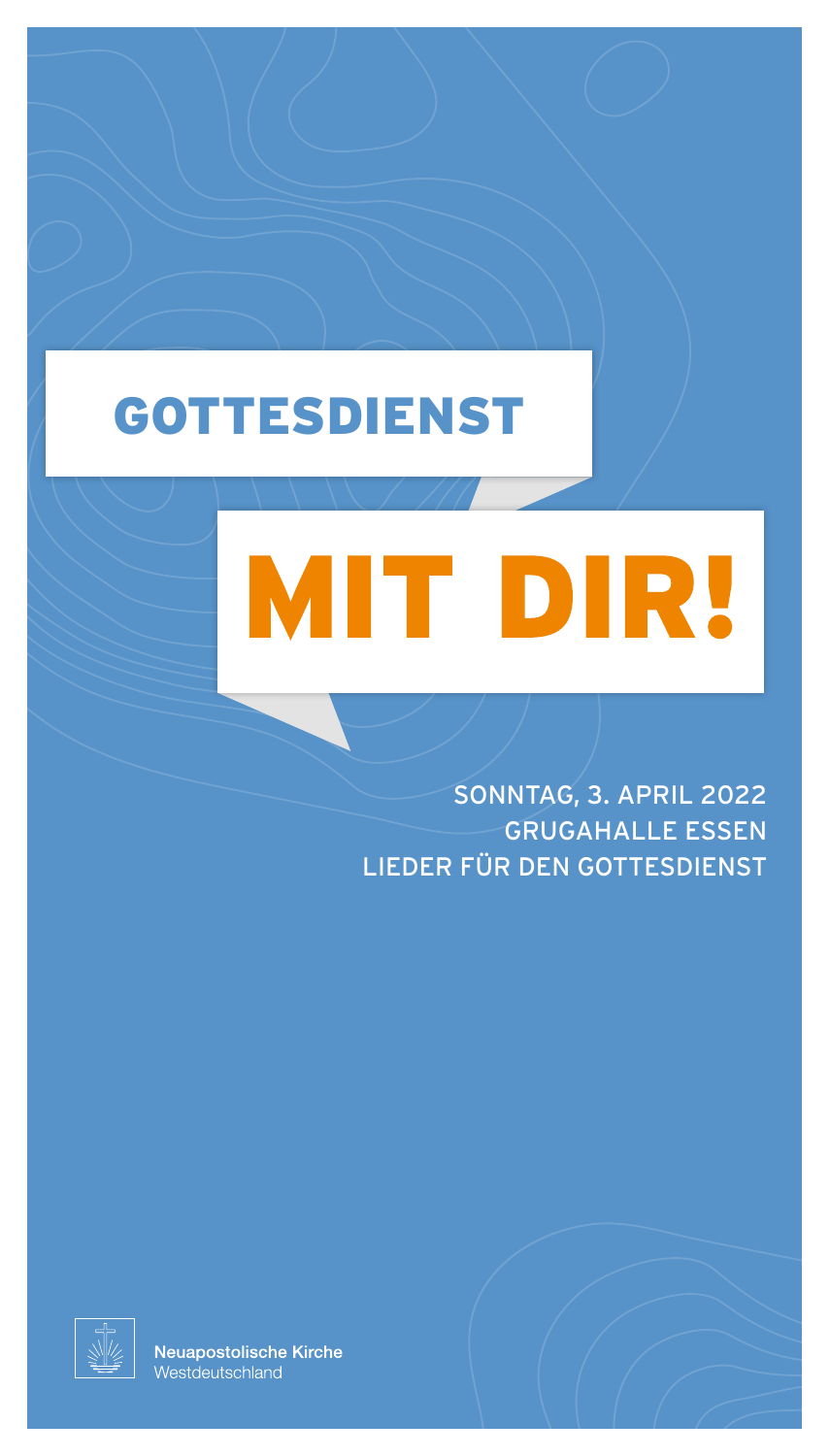# GOTTESDIENST

# MIT DIR!

SONNTAG, 3. APRIL 2022
GRUGAHALLE ESSEN
LIEDER FÜR DEN GOTTESDIENST

**Neuapostolische Kirche**
Westdeutschland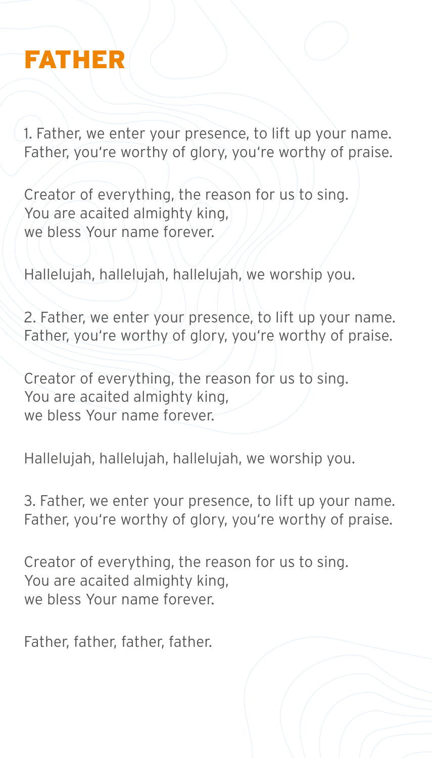# FATHER

1. Father, we enter your presence, to lift up your name.
Father, you're worthy of glory, you're worthy of praise.

Creator of everything, the reason for us to sing.
You are acaited almighty king,
we bless Your name forever.

Hallelujah, hallelujah, hallelujah, we worship you.

2. Father, we enter your presence, to lift up your name.
Father, you're worthy of glory, you're worthy of praise.

Creator of everything, the reason for us to sing.
You are acaited almighty king,
we bless Your name forever.

Hallelujah, hallelujah, hallelujah, we worship you.

3. Father, we enter your presence, to lift up your name.
Father, you're worthy of glory, you're worthy of praise.

Creator of everything, the reason for us to sing.
You are acaited almighty king,
we bless Your name forever.

Father, father, father, father.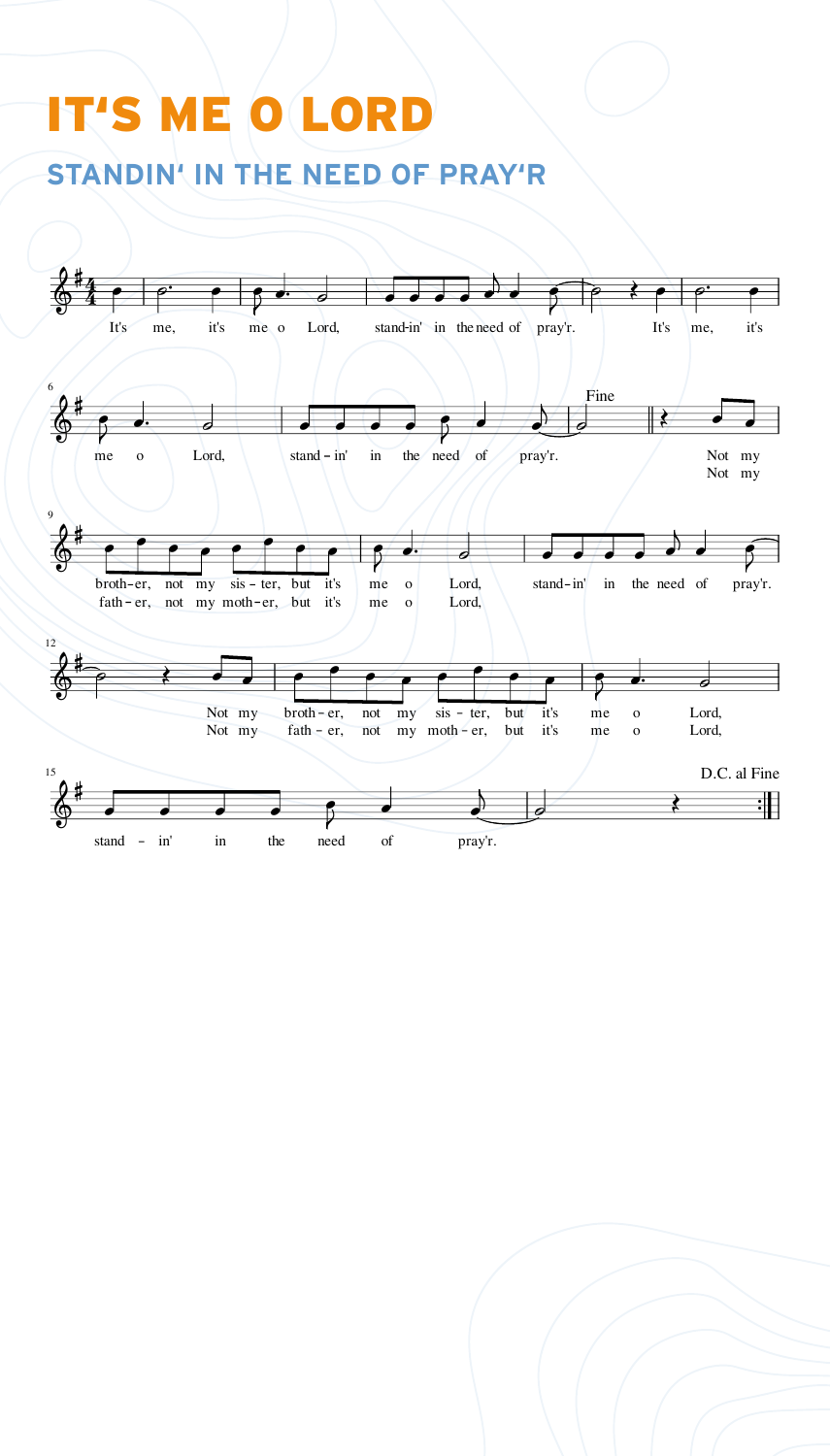# IT'S ME O LORD

## STANDIN' IN THE NEED OF PRAY'R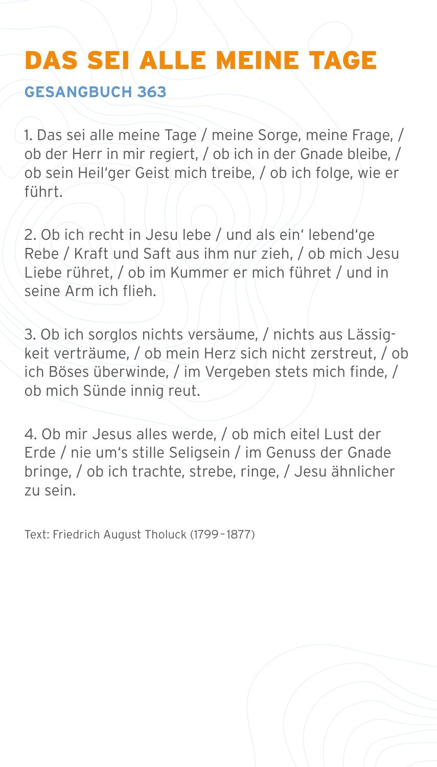# DAS SEI ALLE MEINE TAGE

**GESANGBUCH 363**

1. Das sei alle meine Tage / meine Sorge, meine Frage, / ob der Herr in mir regiert, / ob ich in der Gnade bleibe, / ob sein Heil'ger Geist mich treibe, / ob ich folge, wie er führt.

2. Ob ich recht in Jesu lebe / und als ein' lebend'ge Rebe / Kraft und Saft aus ihm nur zieh, / ob mich Jesu Liebe rühret, / ob im Kummer er mich führet / und in seine Arm ich flieh.

3. Ob ich sorglos nichts versäume, / nichts aus Lässigkeit verträume, / ob mein Herz sich nicht zerstreut, / ob ich Böses überwinde, / im Vergeben stets mich finde, / ob mich Sünde innig reut.

4. Ob mir Jesus alles werde, / ob mich eitel Lust der Erde / nie um's stille Seligsein / im Genuss der Gnade bringe, / ob ich trachte, strebe, ringe, / Jesu ähnlicher zu sein.

Text: Friedrich August Tholuck (1799–1877)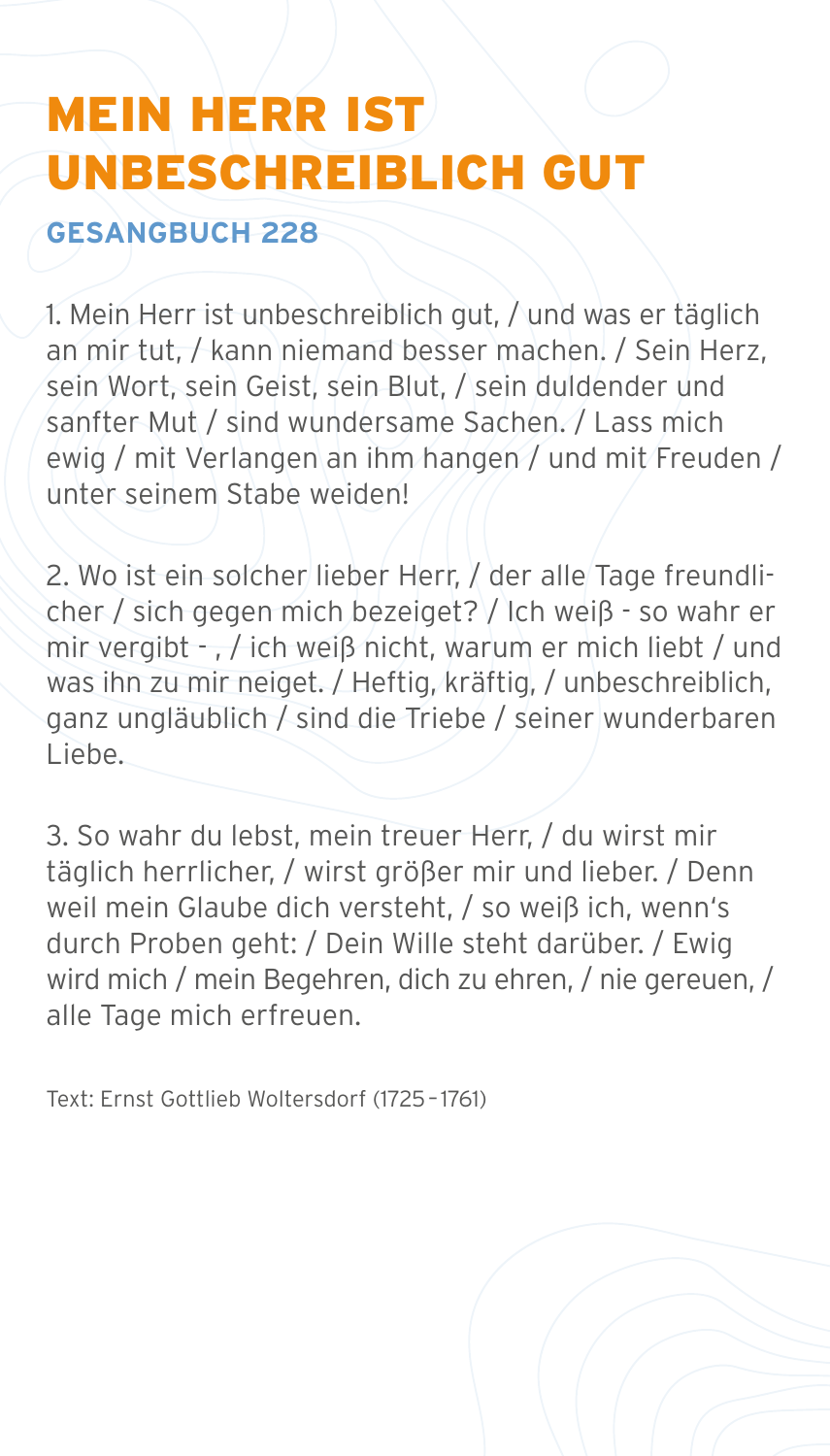# MEIN HERR IST UNBESCHREIBLICH GUT

**GESANGBUCH 228**

1. Mein Herr ist unbeschreiblich gut, / und was er täglich an mir tut, / kann niemand besser machen. / Sein Herz, sein Wort, sein Geist, sein Blut, / sein duldender und sanfter Mut / sind wundersame Sachen. / Lass mich ewig / mit Verlangen an ihm hangen / und mit Freuden / unter seinem Stabe weiden!

2. Wo ist ein solcher lieber Herr, / der alle Tage freundlicher / sich gegen mich bezeiget? / Ich weiß - so wahr er mir vergibt - , / ich weiß nicht, warum er mich liebt / und was ihn zu mir neiget. / Heftig, kräftig, / unbeschreiblich, ganz ungläublich / sind die Triebe / seiner wunderbaren Liebe.

3. So wahr du lebst, mein treuer Herr, / du wirst mir täglich herrlicher, / wirst größer mir und lieber. / Denn weil mein Glaube dich versteht, / so weiß ich, wenn's durch Proben geht: / Dein Wille steht darüber. / Ewig wird mich / mein Begehren, dich zu ehren, / nie gereuen, / alle Tage mich erfreuen.

Text: Ernst Gottlieb Woltersdorf (1725–1761)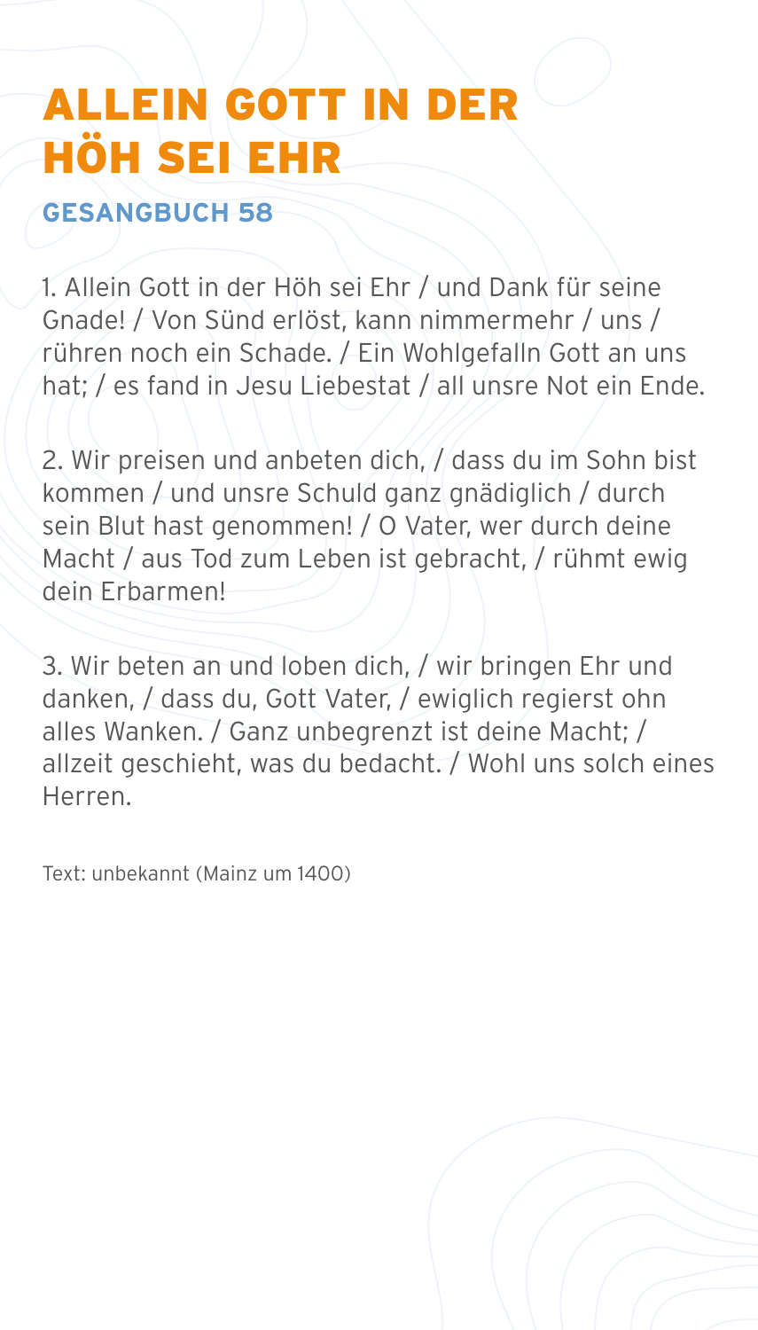# ALLEIN GOTT IN DER HÖH SEI EHR

**GESANGBUCH 58**

1. Allein Gott in der Höh sei Ehr / und Dank für seine Gnade! / Von Sünd erlöst, kann nimmermehr / uns / rühren noch ein Schade. / Ein Wohlgefalln Gott an uns hat; / es fand in Jesu Liebestat / all unsre Not ein Ende.

2. Wir preisen und anbeten dich, / dass du im Sohn bist kommen / und unsre Schuld ganz gnädiglich / durch sein Blut hast genommen! / O Vater, wer durch deine Macht / aus Tod zum Leben ist gebracht, / rühmt ewig dein Erbarmen!

3. Wir beten an und loben dich, / wir bringen Ehr und danken, / dass du, Gott Vater, / ewiglich regierst ohn alles Wanken. / Ganz unbegrenzt ist deine Macht; / allzeit geschieht, was du bedacht. / Wohl uns solch eines Herren.

Text: unbekannt (Mainz um 1400)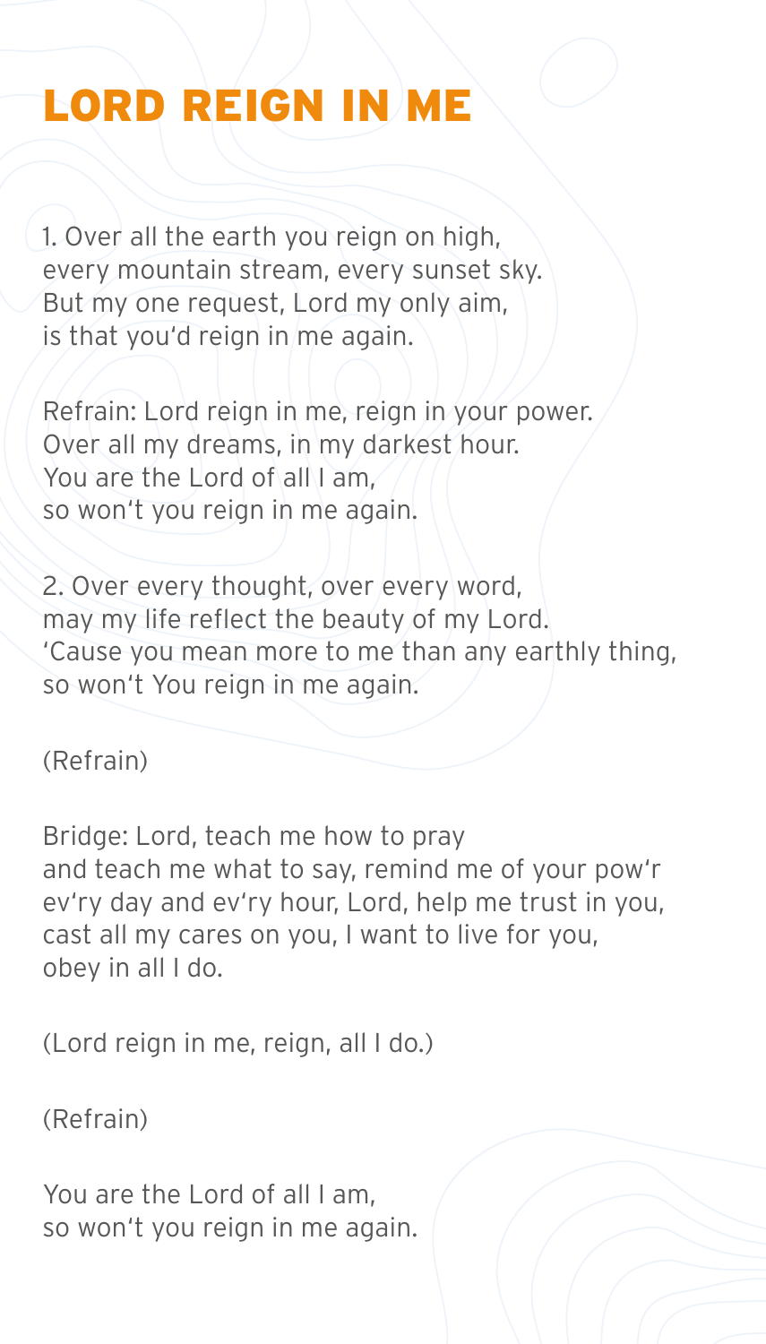# LORD REIGN IN ME

1. Over all the earth you reign on high,
every mountain stream, every sunset sky.
But my one request, Lord my only aim,
is that you'd reign in me again.

Refrain: Lord reign in me, reign in your power.
Over all my dreams, in my darkest hour.
You are the Lord of all I am,
so won't you reign in me again.

2. Over every thought, over every word,
may my life reflect the beauty of my Lord.
'Cause you mean more to me than any earthly thing,
so won't You reign in me again.

(Refrain)

Bridge: Lord, teach me how to pray
and teach me what to say, remind me of your pow'r
ev'ry day and ev'ry hour, Lord, help me trust in you,
cast all my cares on you, I want to live for you,
obey in all I do.

(Lord reign in me, reign, all I do.)

(Refrain)

You are the Lord of all I am,
so won't you reign in me again.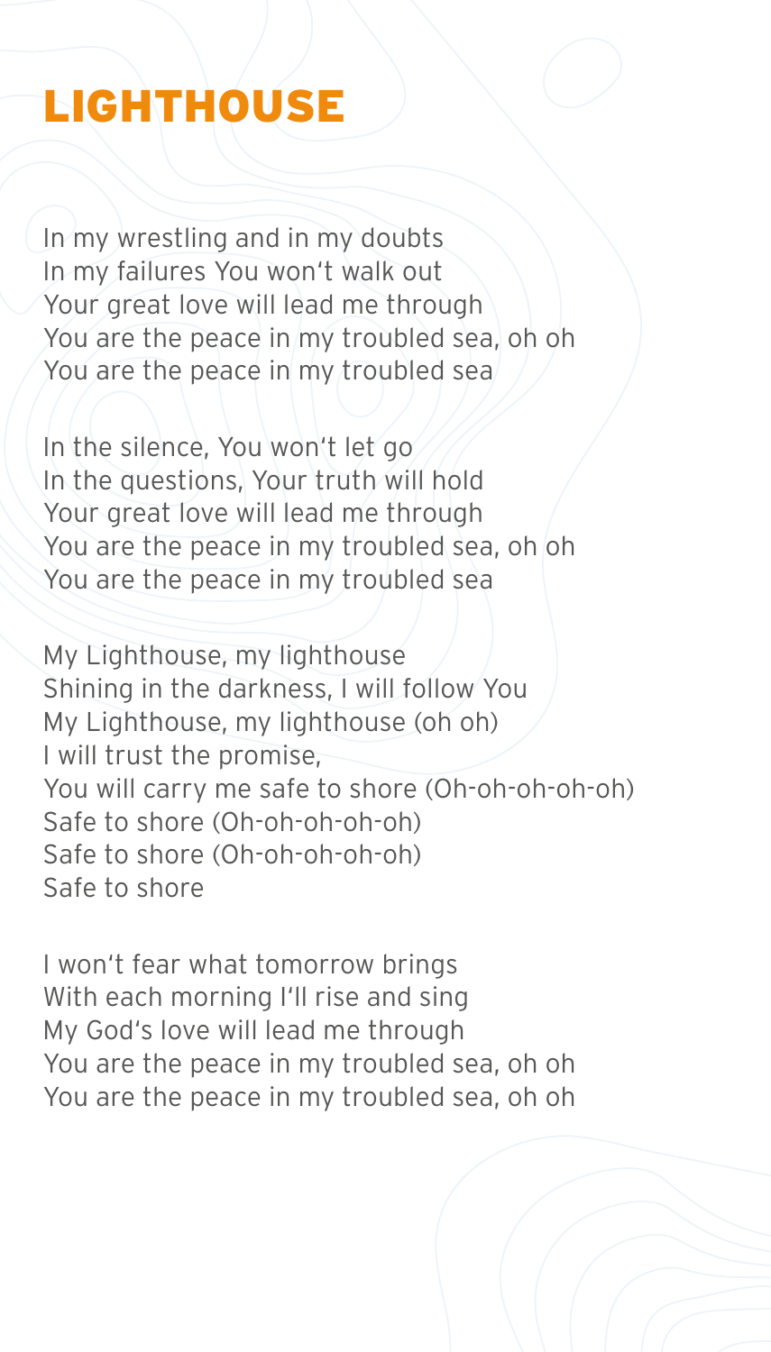# LIGHTHOUSE

In my wrestling and in my doubts
In my failures You won't walk out
Your great love will lead me through
You are the peace in my troubled sea, oh oh
You are the peace in my troubled sea

In the silence, You won't let go
In the questions, Your truth will hold
Your great love will lead me through
You are the peace in my troubled sea, oh oh
You are the peace in my troubled sea

My Lighthouse, my lighthouse
Shining in the darkness, I will follow You
My Lighthouse, my lighthouse (oh oh)
I will trust the promise,
You will carry me safe to shore (Oh-oh-oh-oh-oh)
Safe to shore (Oh-oh-oh-oh-oh)
Safe to shore (Oh-oh-oh-oh-oh)
Safe to shore

I won't fear what tomorrow brings
With each morning I'll rise and sing
My God's love will lead me through
You are the peace in my troubled sea, oh oh
You are the peace in my troubled sea, oh oh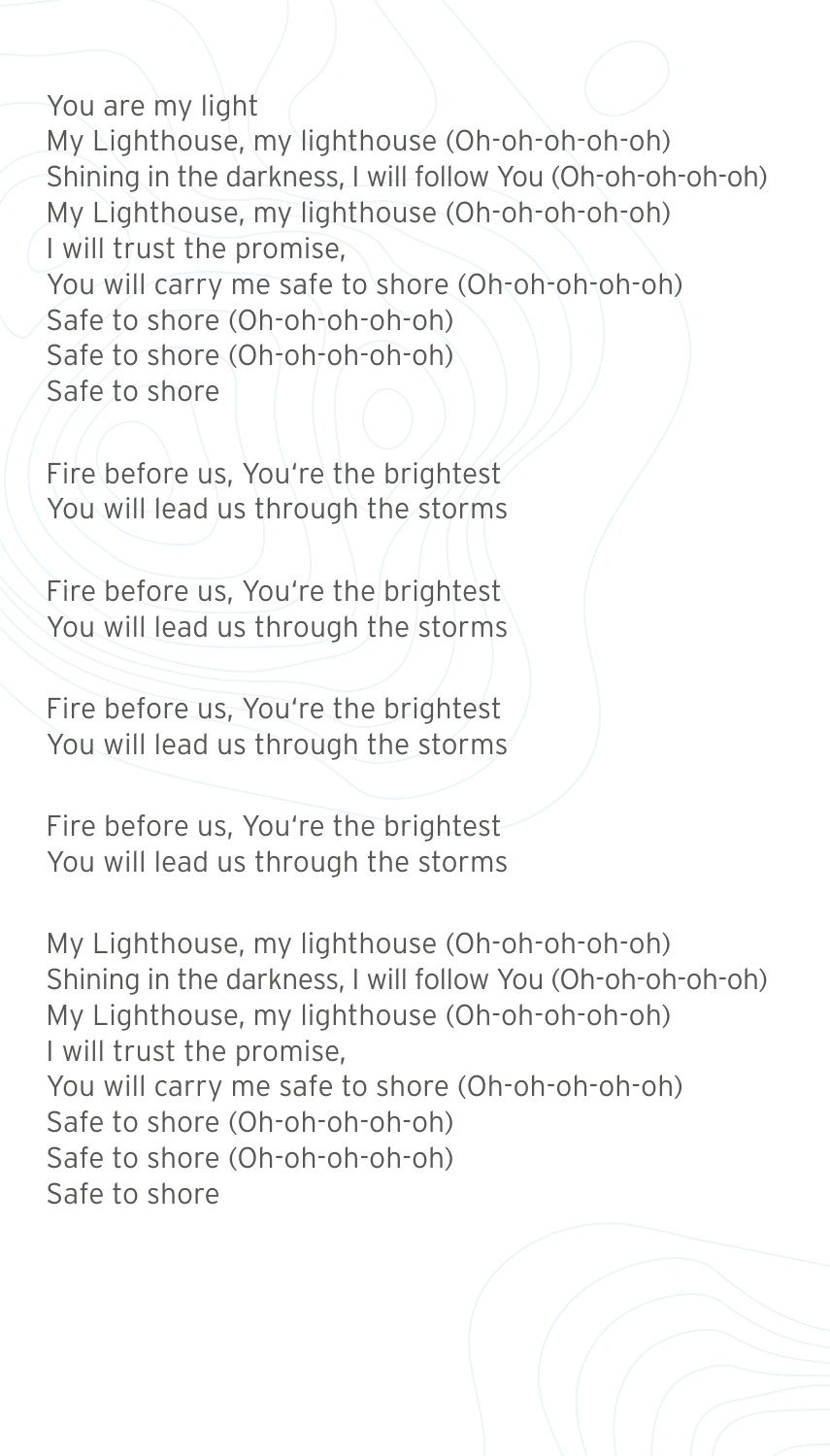You are my light
My Lighthouse, my lighthouse (Oh-oh-oh-oh-oh)
Shining in the darkness, I will follow You (Oh-oh-oh-oh-oh)
My Lighthouse, my lighthouse (Oh-oh-oh-oh-oh)
I will trust the promise,
You will carry me safe to shore (Oh-oh-oh-oh-oh)
Safe to shore (Oh-oh-oh-oh-oh)
Safe to shore (Oh-oh-oh-oh-oh)
Safe to shore

Fire before us, You're the brightest
You will lead us through the storms

Fire before us, You're the brightest
You will lead us through the storms

Fire before us, You're the brightest
You will lead us through the storms

Fire before us, You're the brightest
You will lead us through the storms

My Lighthouse, my lighthouse (Oh-oh-oh-oh-oh)
Shining in the darkness, I will follow You (Oh-oh-oh-oh-oh)
My Lighthouse, my lighthouse (Oh-oh-oh-oh-oh)
I will trust the promise,
You will carry me safe to shore (Oh-oh-oh-oh-oh)
Safe to shore (Oh-oh-oh-oh-oh)
Safe to shore (Oh-oh-oh-oh-oh)
Safe to shore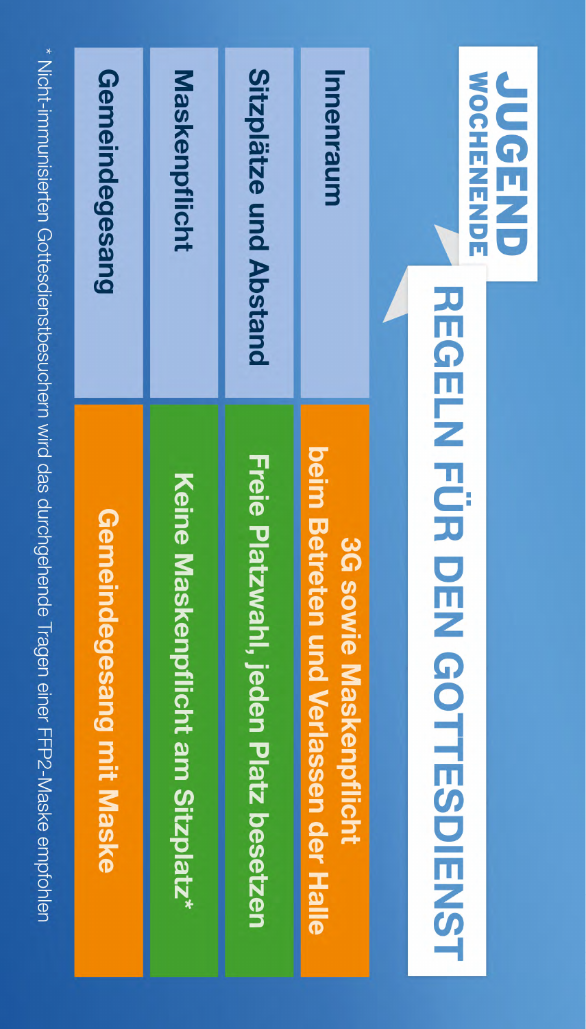JUGEND WOCHENENDE

# REGELN FÜR DEN GOTTESDIENST

| | |
|---|---|
| **Innenraum** | **3G sowie Maskenpflicht beim Betreten und Verlassen der Halle** |
| **Sitzplätze und Abstand** | **Freie Platzwahl, jeden Platz besetzen** |
| **Maskenpflicht** | **Keine Maskenpflicht am Sitzplatz*** |
| **Gemeindegesang** | **Gemeindegesang mit Maske** |

* Nicht-immunisierten Gottesdienstbesuchern wird das durchgehende Tragen einer FFP2-Maske empfohlen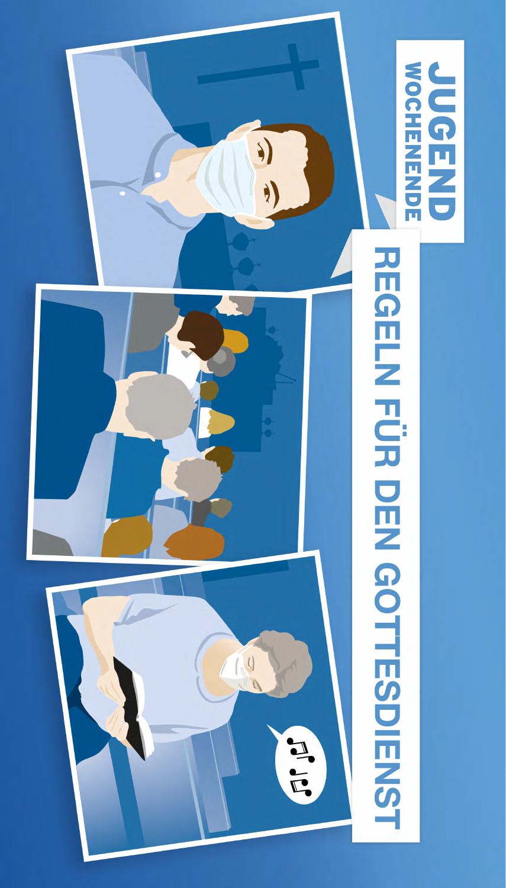# JUGEND WOCHENENDE

# REGELN FÜR DEN GOTTESDIENST